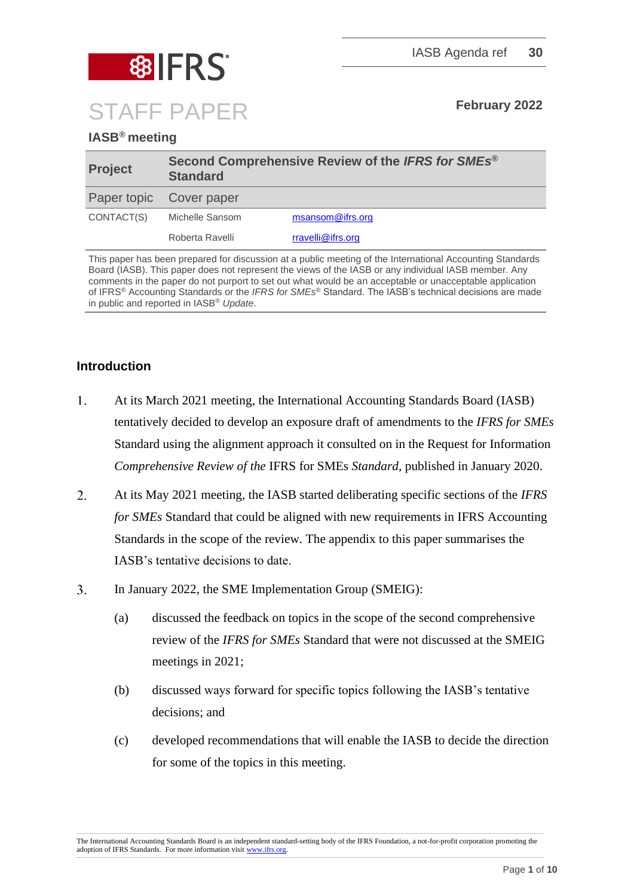IASB Agenda ref **30**

# STAFF PAPER

**February 2022**

**IASB® meeting**

| **Project** | **Second Comprehensive Review of the *IFRS for SMEs®* Standard** | |
|---|---|---|
| Paper topic | Cover paper | |
| CONTACT(S) | Michelle Sansom | msansom@ifrs.org |
| | Roberta Ravelli | rravelli@ifrs.org |

This paper has been prepared for discussion at a public meeting of the International Accounting Standards Board (IASB). This paper does not represent the views of the IASB or any individual IASB member. Any comments in the paper do not purport to set out what would be an acceptable or unacceptable application of IFRS® Accounting Standards or the *IFRS for SMEs®* Standard. The IASB's technical decisions are made in public and reported in IASB® *Update*.

## Introduction

1. At its March 2021 meeting, the International Accounting Standards Board (IASB) tentatively decided to develop an exposure draft of amendments to the *IFRS for SMEs* Standard using the alignment approach it consulted on in the Request for Information *Comprehensive Review of the* IFRS for SMEs *Standard*, published in January 2020.

2. At its May 2021 meeting, the IASB started deliberating specific sections of the *IFRS for SMEs* Standard that could be aligned with new requirements in IFRS Accounting Standards in the scope of the review. The appendix to this paper summarises the IASB's tentative decisions to date.

3. In January 2022, the SME Implementation Group (SMEIG):
   - (a) discussed the feedback on topics in the scope of the second comprehensive review of the *IFRS for SMEs* Standard that were not discussed at the SMEIG meetings in 2021;
   - (b) discussed ways forward for specific topics following the IASB's tentative decisions; and
   - (c) developed recommendations that will enable the IASB to decide the direction for some of the topics in this meeting.

The International Accounting Standards Board is an independent standard-setting body of the IFRS Foundation, a not-for-profit corporation promoting the adoption of IFRS Standards. For more information visit www.ifrs.org.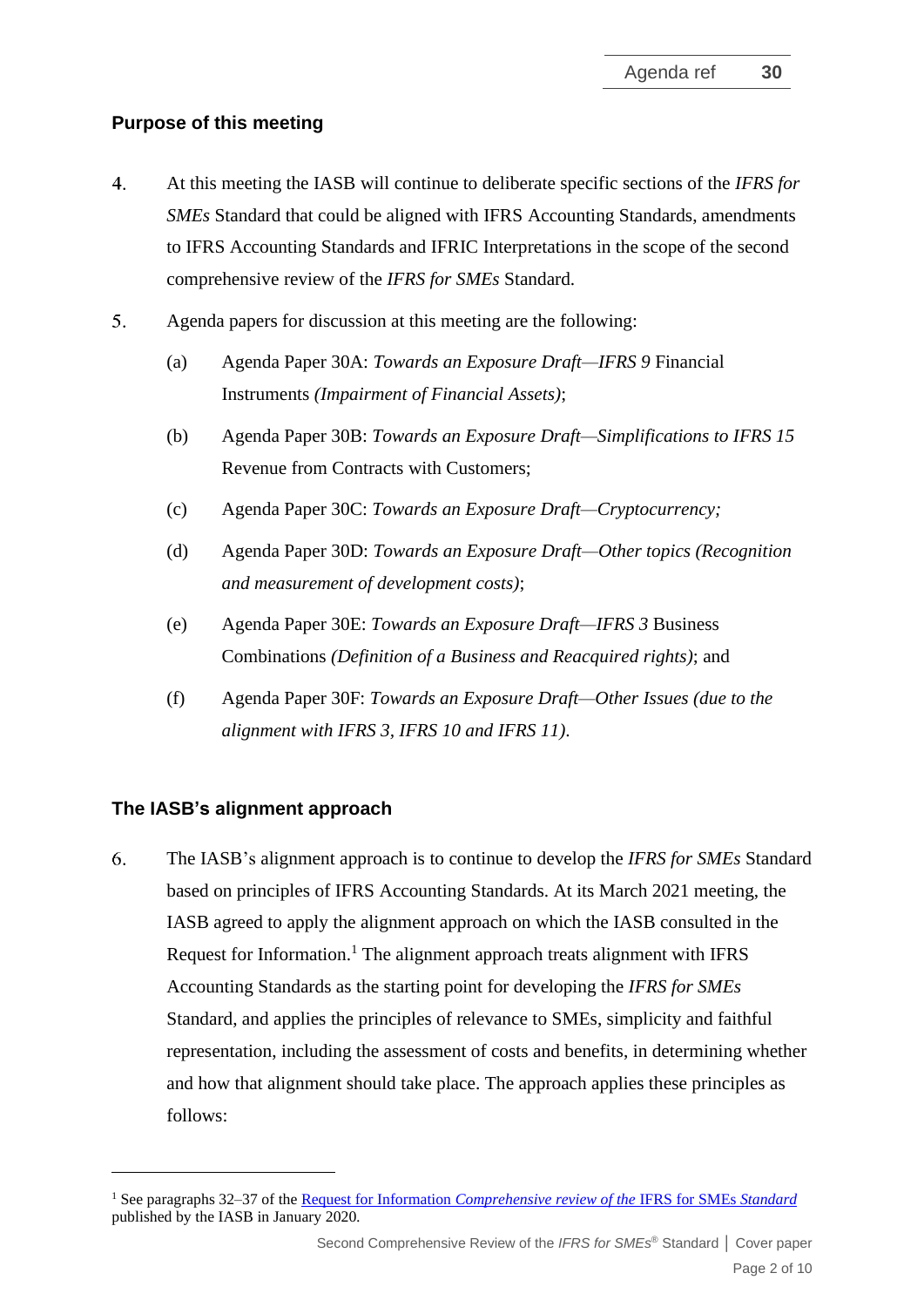## Purpose of this meeting

4. At this meeting the IASB will continue to deliberate specific sections of the *IFRS for SMEs* Standard that could be aligned with IFRS Accounting Standards, amendments to IFRS Accounting Standards and IFRIC Interpretations in the scope of the second comprehensive review of the *IFRS for SMEs* Standard.

5. Agenda papers for discussion at this meeting are the following:

   (a) Agenda Paper 30A: *Towards an Exposure Draft—IFRS 9* Financial Instruments *(Impairment of Financial Assets)*;

   (b) Agenda Paper 30B: *Towards an Exposure Draft—Simplifications to IFRS 15* Revenue from Contracts with Customers;

   (c) Agenda Paper 30C: *Towards an Exposure Draft—Cryptocurrency;*

   (d) Agenda Paper 30D: *Towards an Exposure Draft—Other topics (Recognition and measurement of development costs)*;

   (e) Agenda Paper 30E: *Towards an Exposure Draft—IFRS 3* Business Combinations *(Definition of a Business and Reacquired rights)*; and

   (f) Agenda Paper 30F: *Towards an Exposure Draft—Other Issues (due to the alignment with IFRS 3, IFRS 10 and IFRS 11)*.

## The IASB's alignment approach

6. The IASB's alignment approach is to continue to develop the *IFRS for SMEs* Standard based on principles of IFRS Accounting Standards. At its March 2021 meeting, the IASB agreed to apply the alignment approach on which the IASB consulted in the Request for Information.[1] The alignment approach treats alignment with IFRS Accounting Standards as the starting point for developing the *IFRS for SMEs* Standard, and applies the principles of relevance to SMEs, simplicity and faithful representation, including the assessment of costs and benefits, in determining whether and how that alignment should take place. The approach applies these principles as follows:

---

[1] See paragraphs 32–37 of the Request for Information *Comprehensive review of the* IFRS for SMEs *Standard* published by the IASB in January 2020.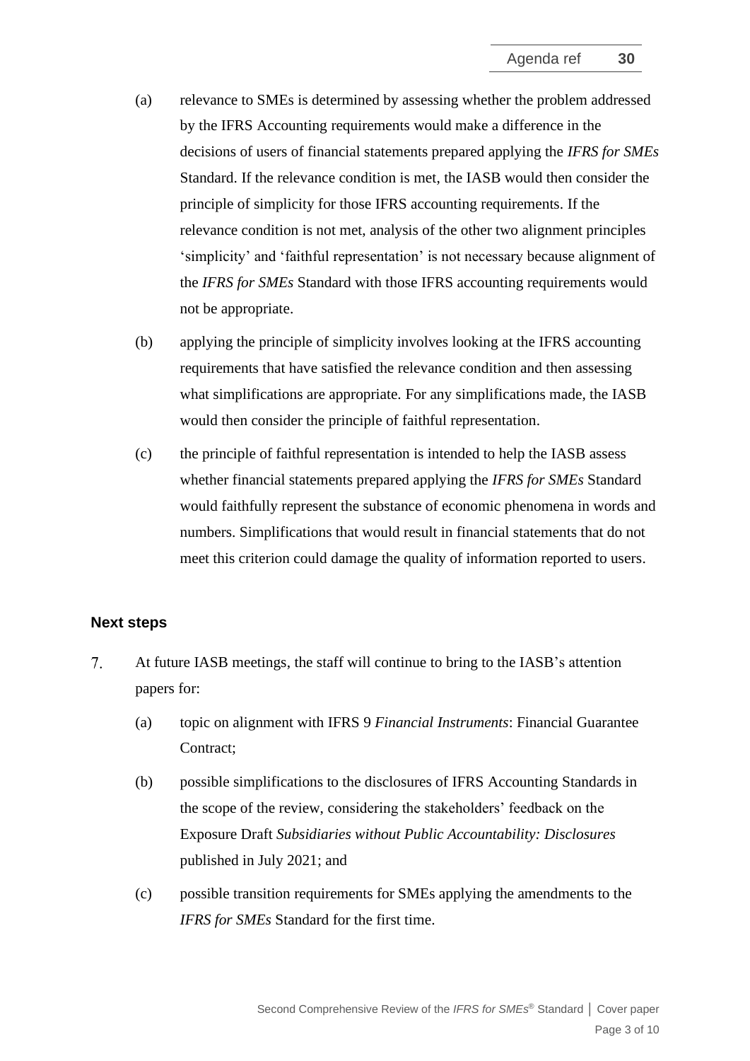(a) relevance to SMEs is determined by assessing whether the problem addressed by the IFRS Accounting requirements would make a difference in the decisions of users of financial statements prepared applying the *IFRS for SMEs* Standard. If the relevance condition is met, the IASB would then consider the principle of simplicity for those IFRS accounting requirements. If the relevance condition is not met, analysis of the other two alignment principles 'simplicity' and 'faithful representation' is not necessary because alignment of the *IFRS for SMEs* Standard with those IFRS accounting requirements would not be appropriate.

(b) applying the principle of simplicity involves looking at the IFRS accounting requirements that have satisfied the relevance condition and then assessing what simplifications are appropriate. For any simplifications made, the IASB would then consider the principle of faithful representation.

(c) the principle of faithful representation is intended to help the IASB assess whether financial statements prepared applying the *IFRS for SMEs* Standard would faithfully represent the substance of economic phenomena in words and numbers. Simplifications that would result in financial statements that do not meet this criterion could damage the quality of information reported to users.

## Next steps

7. At future IASB meetings, the staff will continue to bring to the IASB's attention papers for:

   (a) topic on alignment with IFRS 9 *Financial Instruments*: Financial Guarantee Contract;

   (b) possible simplifications to the disclosures of IFRS Accounting Standards in the scope of the review, considering the stakeholders' feedback on the Exposure Draft *Subsidiaries without Public Accountability: Disclosures* published in July 2021; and

   (c) possible transition requirements for SMEs applying the amendments to the *IFRS for SMEs* Standard for the first time.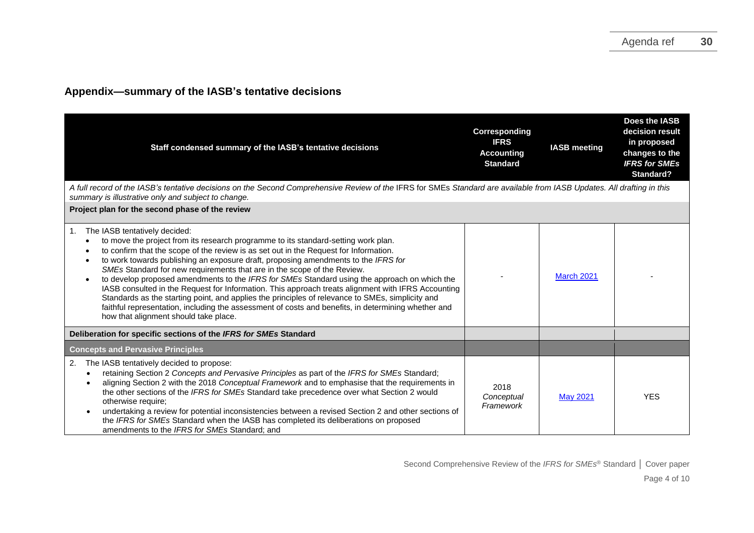## Appendix—summary of the IASB's tentative decisions

| Staff condensed summary of the IASB's tentative decisions | Corresponding IFRS Accounting Standard | IASB meeting | Does the IASB decision result in proposed changes to the *IFRS for SMEs* Standard? |
|---|---|---|---|
| *A full record of the IASB's tentative decisions on the Second Comprehensive Review of the* IFRS for SMEs *Standard are available from IASB Updates. All drafting in this summary is illustrative only and subject to change.* | | | |
| **Project plan for the second phase of the review** | | | |
| 1. The IASB tentatively decided:<br>• to move the project from its research programme to its standard-setting work plan.<br>• to confirm that the scope of the review is as set out in the Request for Information.<br>• to work towards publishing an exposure draft, proposing amendments to the *IFRS for SMEs* Standard for new requirements that are in the scope of the Review.<br>• to develop proposed amendments to the *IFRS for SMEs* Standard using the approach on which the IASB consulted in the Request for Information. This approach treats alignment with IFRS Accounting Standards as the starting point, and applies the principles of relevance to SMEs, simplicity and faithful representation, including the assessment of costs and benefits, in determining whether and how that alignment should take place. | - | March 2021 | - |
| **Deliberation for specific sections of the *IFRS for SMEs* Standard** | | | |
| **Concepts and Pervasive Principles** | | | |
| 2. The IASB tentatively decided to propose:<br>• retaining Section 2 *Concepts and Pervasive Principles* as part of the *IFRS for SMEs* Standard;<br>• aligning Section 2 with the 2018 *Conceptual Framework* and to emphasise that the requirements in the other sections of the *IFRS for SMEs* Standard take precedence over what Section 2 would otherwise require;<br>• undertaking a review for potential inconsistencies between a revised Section 2 and other sections of the *IFRS for SMEs* Standard when the IASB has completed its deliberations on proposed amendments to the *IFRS for SMEs* Standard; and | 2018 *Conceptual Framework* | May 2021 | YES |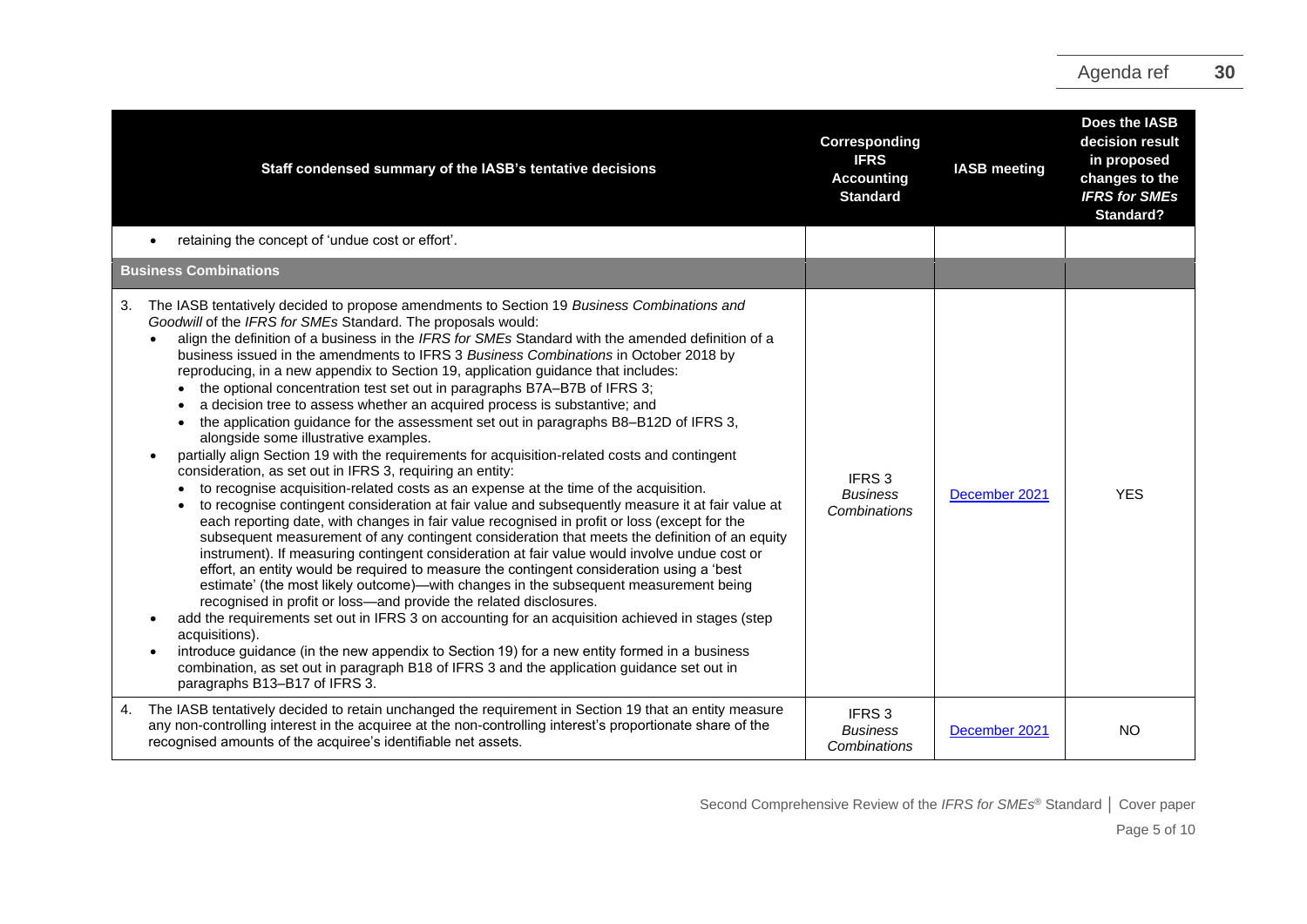| Staff condensed summary of the IASB's tentative decisions | Corresponding IFRS Accounting Standard | IASB meeting | Does the IASB decision result in proposed changes to the *IFRS for SMEs* Standard? |
|---|---|---|---|
| • retaining the concept of 'undue cost or effort'. | | | |
| **Business Combinations** | | | |
| 3. The IASB tentatively decided to propose amendments to Section 19 *Business Combinations and Goodwill* of the *IFRS for SMEs* Standard. The proposals would: <br>• align the definition of a business in the *IFRS for SMEs* Standard with the amended definition of a business issued in the amendments to IFRS 3 *Business Combinations* in October 2018 by reproducing, in a new appendix to Section 19, application guidance that includes: <br>&nbsp;&nbsp;• the optional concentration test set out in paragraphs B7A–B7B of IFRS 3; <br>&nbsp;&nbsp;• a decision tree to assess whether an acquired process is substantive; and <br>&nbsp;&nbsp;• the application guidance for the assessment set out in paragraphs B8–B12D of IFRS 3, alongside some illustrative examples. <br>• partially align Section 19 with the requirements for acquisition-related costs and contingent consideration, as set out in IFRS 3, requiring an entity: <br>&nbsp;&nbsp;• to recognise acquisition-related costs as an expense at the time of the acquisition. <br>&nbsp;&nbsp;• to recognise contingent consideration at fair value and subsequently measure it at fair value at each reporting date, with changes in fair value recognised in profit or loss (except for the subsequent measurement of any contingent consideration that meets the definition of an equity instrument). If measuring contingent consideration at fair value would involve undue cost or effort, an entity would be required to measure the contingent consideration using a 'best estimate' (the most likely outcome)—with changes in the subsequent measurement being recognised in profit or loss—and provide the related disclosures. <br>• add the requirements set out in IFRS 3 on accounting for an acquisition achieved in stages (step acquisitions). <br>• introduce guidance (in the new appendix to Section 19) for a new entity formed in a business combination, as set out in paragraph B18 of IFRS 3 and the application guidance set out in paragraphs B13–B17 of IFRS 3. | IFRS 3 *Business Combinations* | December 2021 | YES |
| 4. The IASB tentatively decided to retain unchanged the requirement in Section 19 that an entity measure any non-controlling interest in the acquiree at the non-controlling interest's proportionate share of the recognised amounts of the acquiree's identifiable net assets. | IFRS 3 *Business Combinations* | December 2021 | NO |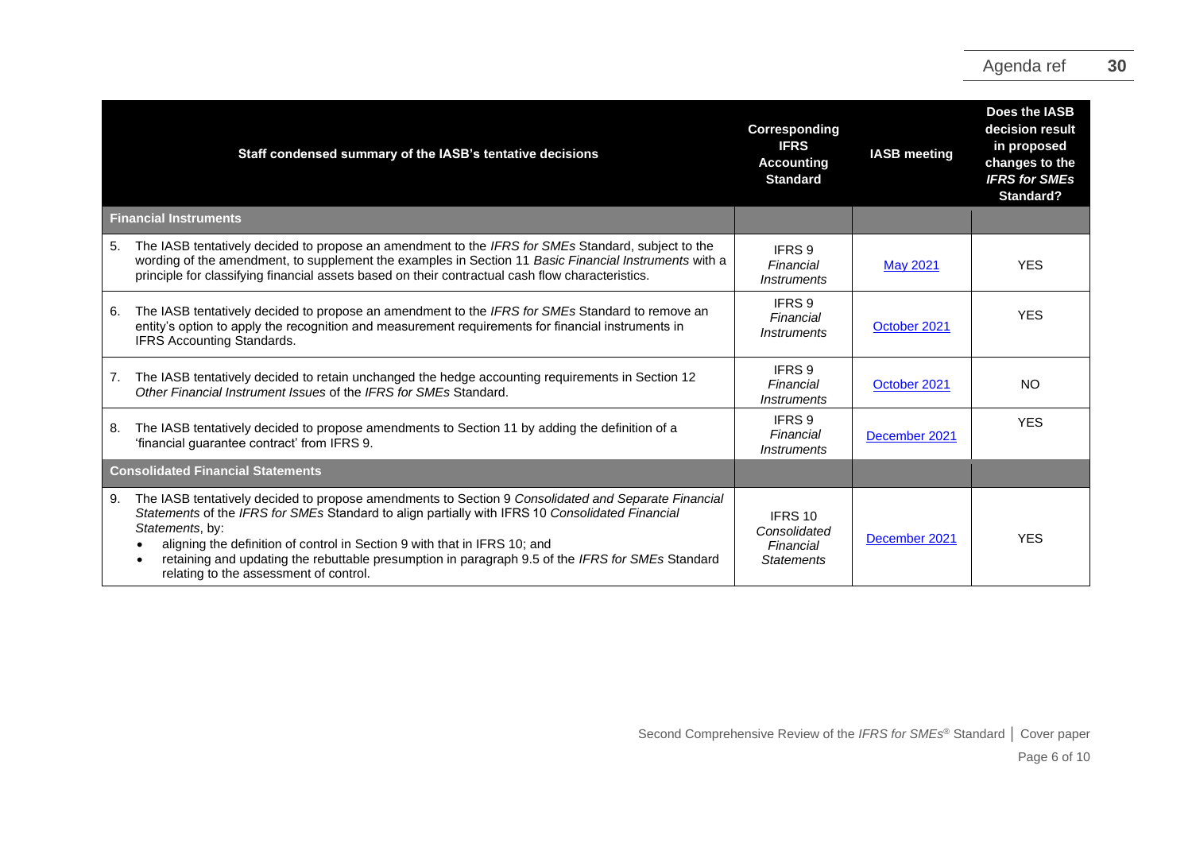| Staff condensed summary of the IASB's tentative decisions | Corresponding IFRS Accounting Standard | IASB meeting | Does the IASB decision result in proposed changes to the *IFRS for SMEs* Standard? |
|---|---|---|---|
| **Financial Instruments** | | | |
| 5. The IASB tentatively decided to propose an amendment to the *IFRS for SMEs* Standard, subject to the wording of the amendment, to supplement the examples in Section 11 *Basic Financial Instruments* with a principle for classifying financial assets based on their contractual cash flow characteristics. | IFRS 9 *Financial Instruments* | May 2021 | YES |
| 6. The IASB tentatively decided to propose an amendment to the *IFRS for SMEs* Standard to remove an entity's option to apply the recognition and measurement requirements for financial instruments in IFRS Accounting Standards. | IFRS 9 *Financial Instruments* | October 2021 | YES |
| 7. The IASB tentatively decided to retain unchanged the hedge accounting requirements in Section 12 *Other Financial Instrument Issues* of the *IFRS for SMEs* Standard. | IFRS 9 *Financial Instruments* | October 2021 | NO |
| 8. The IASB tentatively decided to propose amendments to Section 11 by adding the definition of a 'financial guarantee contract' from IFRS 9. | IFRS 9 *Financial Instruments* | December 2021 | YES |
| **Consolidated Financial Statements** | | | |
| 9. The IASB tentatively decided to propose amendments to Section 9 *Consolidated and Separate Financial Statements* of the *IFRS for SMEs* Standard to align partially with IFRS 10 *Consolidated Financial Statements*, by: <br>• aligning the definition of control in Section 9 with that in IFRS 10; and <br>• retaining and updating the rebuttable presumption in paragraph 9.5 of the *IFRS for SMEs* Standard relating to the assessment of control. | IFRS 10 *Consolidated Financial Statements* | December 2021 | YES |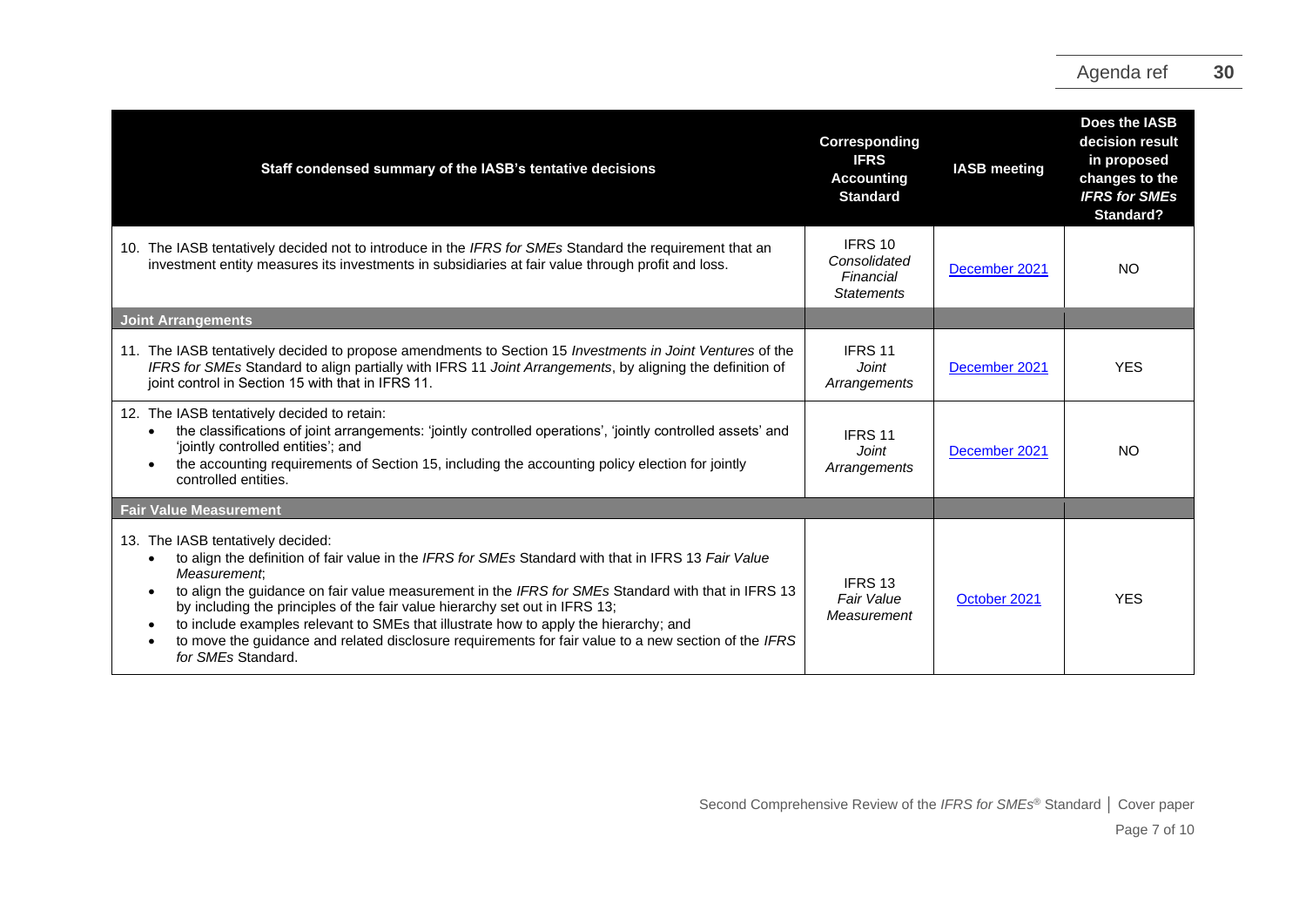| Staff condensed summary of the IASB's tentative decisions | Corresponding IFRS Accounting Standard | IASB meeting | Does the IASB decision result in proposed changes to the *IFRS for SMEs* Standard? |
|---|---|---|---|
| 10. The IASB tentatively decided not to introduce in the *IFRS for SMEs* Standard the requirement that an investment entity measures its investments in subsidiaries at fair value through profit and loss. | IFRS 10 *Consolidated Financial Statements* | December 2021 | NO |
| **Joint Arrangements** | | | |
| 11. The IASB tentatively decided to propose amendments to Section 15 *Investments in Joint Ventures* of the *IFRS for SMEs* Standard to align partially with IFRS 11 *Joint Arrangements*, by aligning the definition of joint control in Section 15 with that in IFRS 11. | IFRS 11 *Joint Arrangements* | December 2021 | YES |
| 12. The IASB tentatively decided to retain: <br>• the classifications of joint arrangements: 'jointly controlled operations', 'jointly controlled assets' and 'jointly controlled entities'; and <br>• the accounting requirements of Section 15, including the accounting policy election for jointly controlled entities. | IFRS 11 *Joint Arrangements* | December 2021 | NO |
| **Fair Value Measurement** | | | |
| 13. The IASB tentatively decided: <br>• to align the definition of fair value in the *IFRS for SMEs* Standard with that in IFRS 13 *Fair Value Measurement*; <br>• to align the guidance on fair value measurement in the *IFRS for SMEs* Standard with that in IFRS 13 by including the principles of the fair value hierarchy set out in IFRS 13; <br>• to include examples relevant to SMEs that illustrate how to apply the hierarchy; and <br>• to move the guidance and related disclosure requirements for fair value to a new section of the *IFRS for SMEs* Standard. | IFRS 13 *Fair Value Measurement* | October 2021 | YES |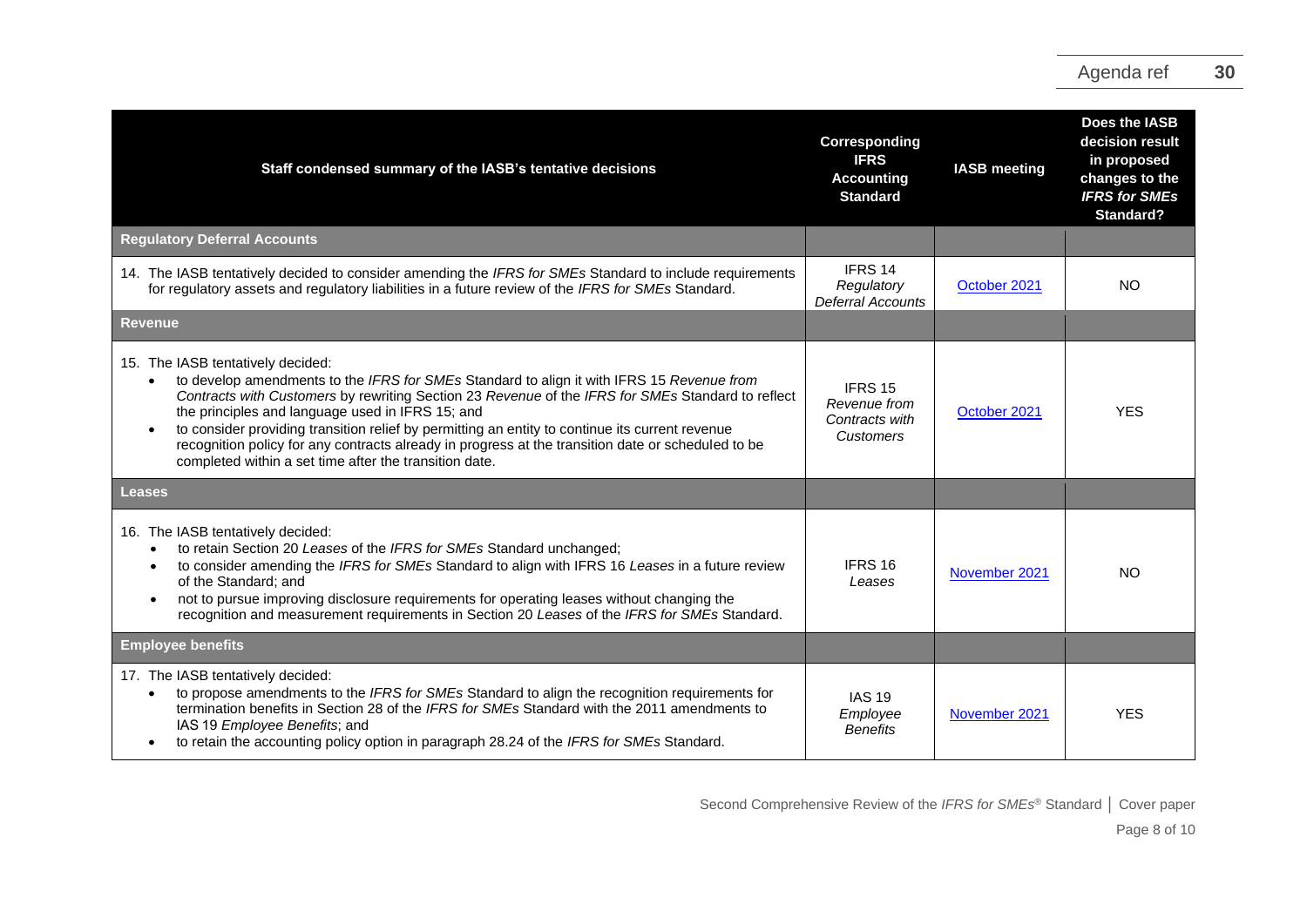| Staff condensed summary of the IASB's tentative decisions | Corresponding IFRS Accounting Standard | IASB meeting | Does the IASB decision result in proposed changes to the *IFRS for SMEs* Standard? |
|---|---|---|---|
| **Regulatory Deferral Accounts** | | | |
| 14. The IASB tentatively decided to consider amending the *IFRS for SMEs* Standard to include requirements for regulatory assets and regulatory liabilities in a future review of the *IFRS for SMEs* Standard. | IFRS 14 *Regulatory Deferral Accounts* | October 2021 | NO |
| **Revenue** | | | |
| 15. The IASB tentatively decided: <br>• to develop amendments to the *IFRS for SMEs* Standard to align it with IFRS 15 *Revenue from Contracts with Customers* by rewriting Section 23 *Revenue* of the *IFRS for SMEs* Standard to reflect the principles and language used in IFRS 15; and <br>• to consider providing transition relief by permitting an entity to continue its current revenue recognition policy for any contracts already in progress at the transition date or scheduled to be completed within a set time after the transition date. | IFRS 15 *Revenue from Contracts with Customers* | October 2021 | YES |
| **Leases** | | | |
| 16. The IASB tentatively decided: <br>• to retain Section 20 *Leases* of the *IFRS for SMEs* Standard unchanged; <br>• to consider amending the *IFRS for SMEs* Standard to align with IFRS 16 *Leases* in a future review of the Standard; and <br>• not to pursue improving disclosure requirements for operating leases without changing the recognition and measurement requirements in Section 20 *Leases* of the *IFRS for SMEs* Standard. | IFRS 16 *Leases* | November 2021 | NO |
| **Employee benefits** | | | |
| 17. The IASB tentatively decided: <br>• to propose amendments to the *IFRS for SMEs* Standard to align the recognition requirements for termination benefits in Section 28 of the *IFRS for SMEs* Standard with the 2011 amendments to IAS 19 *Employee Benefits*; and <br>• to retain the accounting policy option in paragraph 28.24 of the *IFRS for SMEs* Standard. | IAS 19 *Employee Benefits* | November 2021 | YES |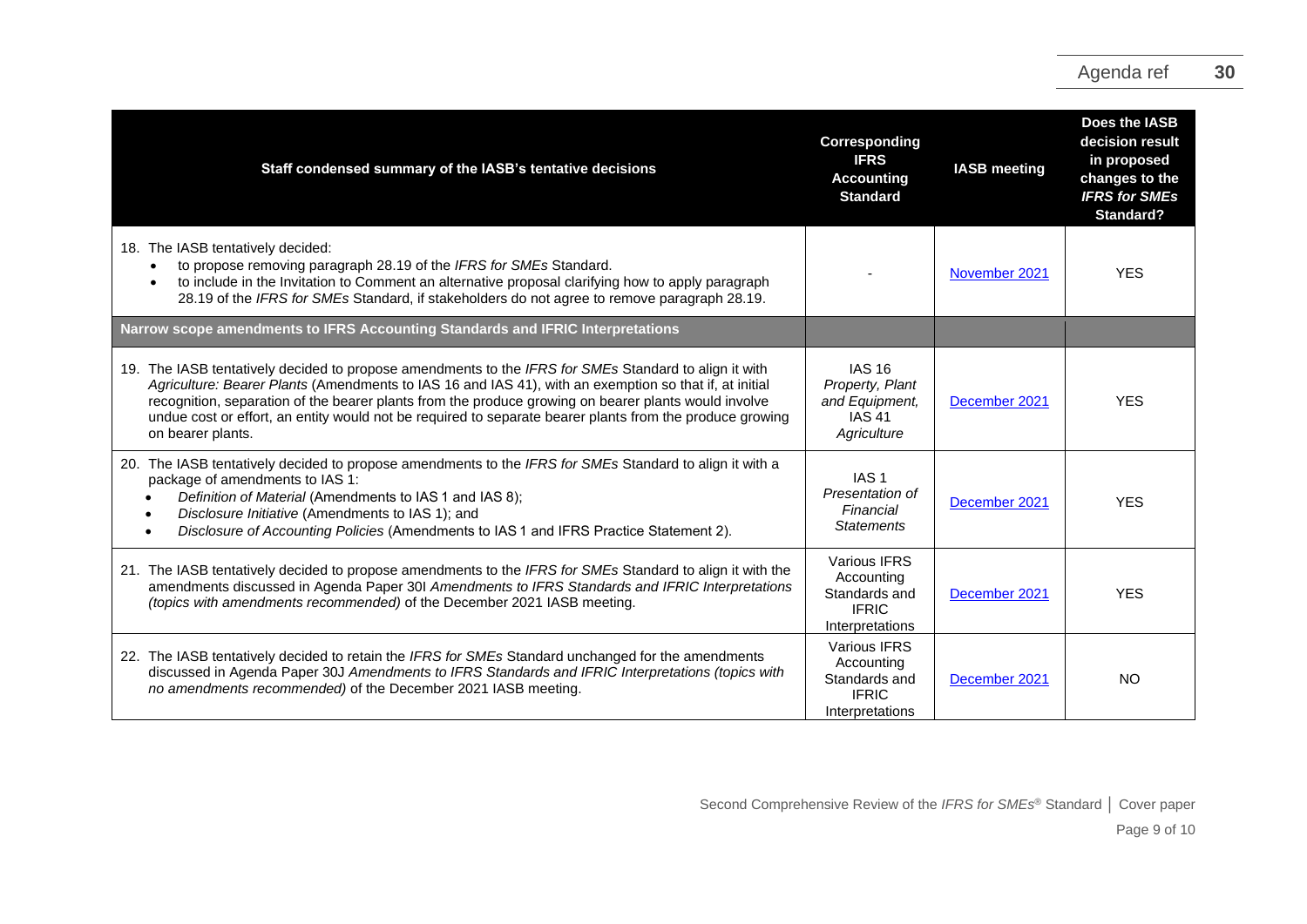| Staff condensed summary of the IASB's tentative decisions | Corresponding IFRS Accounting Standard | IASB meeting | Does the IASB decision result in proposed changes to the *IFRS for SMEs* Standard? |
|---|---|---|---|
| 18. The IASB tentatively decided:<br>• to propose removing paragraph 28.19 of the *IFRS for SMEs* Standard.<br>• to include in the Invitation to Comment an alternative proposal clarifying how to apply paragraph 28.19 of the *IFRS for SMEs* Standard, if stakeholders do not agree to remove paragraph 28.19. | - | November 2021 | YES |
| **Narrow scope amendments to IFRS Accounting Standards and IFRIC Interpretations** | | | |
| 19. The IASB tentatively decided to propose amendments to the *IFRS for SMEs* Standard to align it with *Agriculture: Bearer Plants* (Amendments to IAS 16 and IAS 41), with an exemption so that if, at initial recognition, separation of the bearer plants from the produce growing on bearer plants would involve undue cost or effort, an entity would not be required to separate bearer plants from the produce growing on bearer plants. | IAS 16 *Property, Plant and Equipment,* IAS 41 *Agriculture* | December 2021 | YES |
| 20. The IASB tentatively decided to propose amendments to the *IFRS for SMEs* Standard to align it with a package of amendments to IAS 1:<br>• *Definition of Material* (Amendments to IAS 1 and IAS 8);<br>• *Disclosure Initiative* (Amendments to IAS 1); and<br>• *Disclosure of Accounting Policies* (Amendments to IAS 1 and IFRS Practice Statement 2). | IAS 1 *Presentation of Financial Statements* | December 2021 | YES |
| 21. The IASB tentatively decided to propose amendments to the *IFRS for SMEs* Standard to align it with the amendments discussed in Agenda Paper 30I *Amendments to IFRS Standards and IFRIC Interpretations (topics with amendments recommended)* of the December 2021 IASB meeting. | Various IFRS Accounting Standards and IFRIC Interpretations | December 2021 | YES |
| 22. The IASB tentatively decided to retain the *IFRS for SMEs* Standard unchanged for the amendments discussed in Agenda Paper 30J *Amendments to IFRS Standards and IFRIC Interpretations (topics with no amendments recommended)* of the December 2021 IASB meeting. | Various IFRS Accounting Standards and IFRIC Interpretations | December 2021 | NO |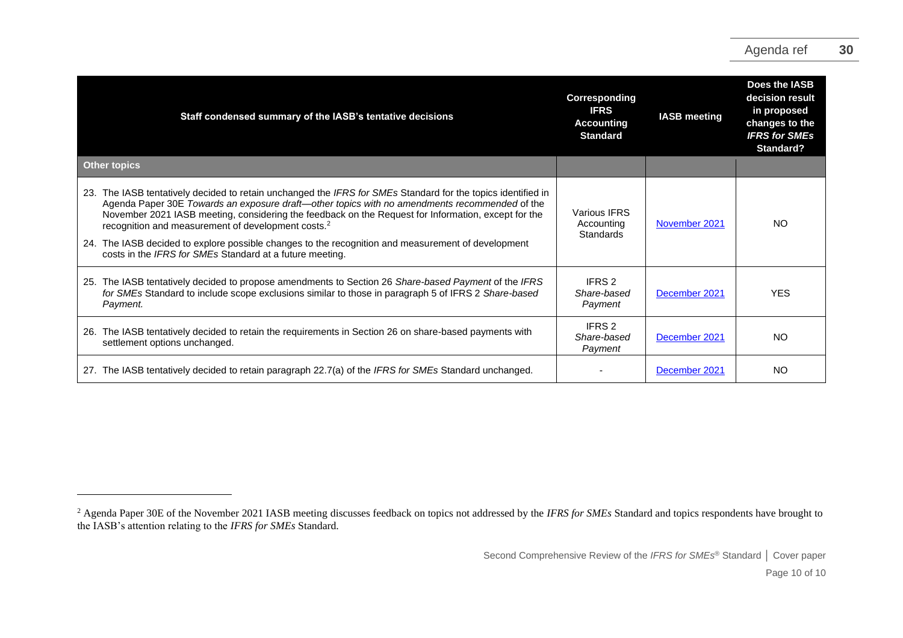| Staff condensed summary of the IASB's tentative decisions | Corresponding IFRS Accounting Standard | IASB meeting | Does the IASB decision result in proposed changes to the *IFRS for SMEs* Standard? |
|---|---|---|---|
| **Other topics** | | | |
| 23. The IASB tentatively decided to retain unchanged the *IFRS for SMEs* Standard for the topics identified in Agenda Paper 30E *Towards an exposure draft—other topics with no amendments recommended* of the November 2021 IASB meeting, considering the feedback on the Request for Information, except for the recognition and measurement of development costs.[2] 24. The IASB decided to explore possible changes to the recognition and measurement of development costs in the *IFRS for SMEs* Standard at a future meeting. | Various IFRS Accounting Standards | November 2021 | NO |
| 25. The IASB tentatively decided to propose amendments to Section 26 *Share-based Payment* of the *IFRS for SMEs* Standard to include scope exclusions similar to those in paragraph 5 of IFRS 2 *Share-based Payment.* | IFRS 2 *Share-based Payment* | December 2021 | YES |
| 26. The IASB tentatively decided to retain the requirements in Section 26 on share-based payments with settlement options unchanged. | IFRS 2 *Share-based Payment* | December 2021 | NO |
| 27. The IASB tentatively decided to retain paragraph 22.7(a) of the *IFRS for SMEs* Standard unchanged. | - | December 2021 | NO |

[2] Agenda Paper 30E of the November 2021 IASB meeting discusses feedback on topics not addressed by the *IFRS for SMEs* Standard and topics respondents have brought to the IASB's attention relating to the *IFRS for SMEs* Standard.